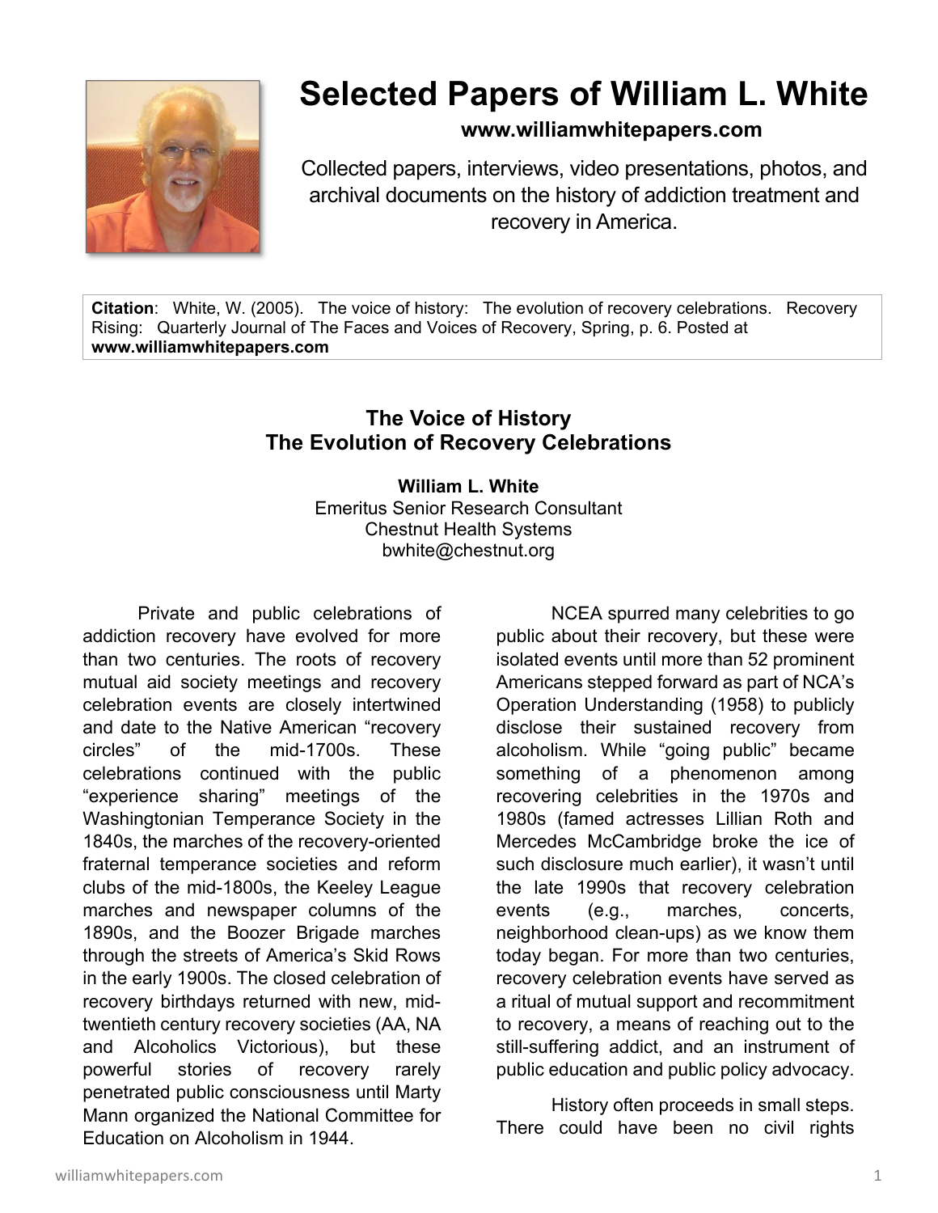# Selected Papers of William L. White

**www.williamwhitepapers.com**

Collected papers, interviews, video presentations, photos, and archival documents on the history of addiction treatment and recovery in America.

**Citation**: White, W. (2005). The voice of history: The evolution of recovery celebrations. Recovery Rising: Quarterly Journal of The Faces and Voices of Recovery, Spring, p. 6. Posted at **www.williamwhitepapers.com**

## The Voice of History
## The Evolution of Recovery Celebrations

**William L. White**
Emeritus Senior Research Consultant
Chestnut Health Systems
bwhite@chestnut.org

Private and public celebrations of addiction recovery have evolved for more than two centuries. The roots of recovery mutual aid society meetings and recovery celebration events are closely intertwined and date to the Native American "recovery circles" of the mid-1700s. These celebrations continued with the public "experience sharing" meetings of the Washingtonian Temperance Society in the 1840s, the marches of the recovery-oriented fraternal temperance societies and reform clubs of the mid-1800s, the Keeley League marches and newspaper columns of the 1890s, and the Boozer Brigade marches through the streets of America's Skid Rows in the early 1900s. The closed celebration of recovery birthdays returned with new, mid-twentieth century recovery societies (AA, NA and Alcoholics Victorious), but these powerful stories of recovery rarely penetrated public consciousness until Marty Mann organized the National Committee for Education on Alcoholism in 1944.

NCEA spurred many celebrities to go public about their recovery, but these were isolated events until more than 52 prominent Americans stepped forward as part of NCA's Operation Understanding (1958) to publicly disclose their sustained recovery from alcoholism. While "going public" became something of a phenomenon among recovering celebrities in the 1970s and 1980s (famed actresses Lillian Roth and Mercedes McCambridge broke the ice of such disclosure much earlier), it wasn't until the late 1990s that recovery celebration events (e.g., marches, concerts, neighborhood clean-ups) as we know them today began. For more than two centuries, recovery celebration events have served as a ritual of mutual support and recommitment to recovery, a means of reaching out to the still-suffering addict, and an instrument of public education and public policy advocacy.

History often proceeds in small steps. There could have been no civil rights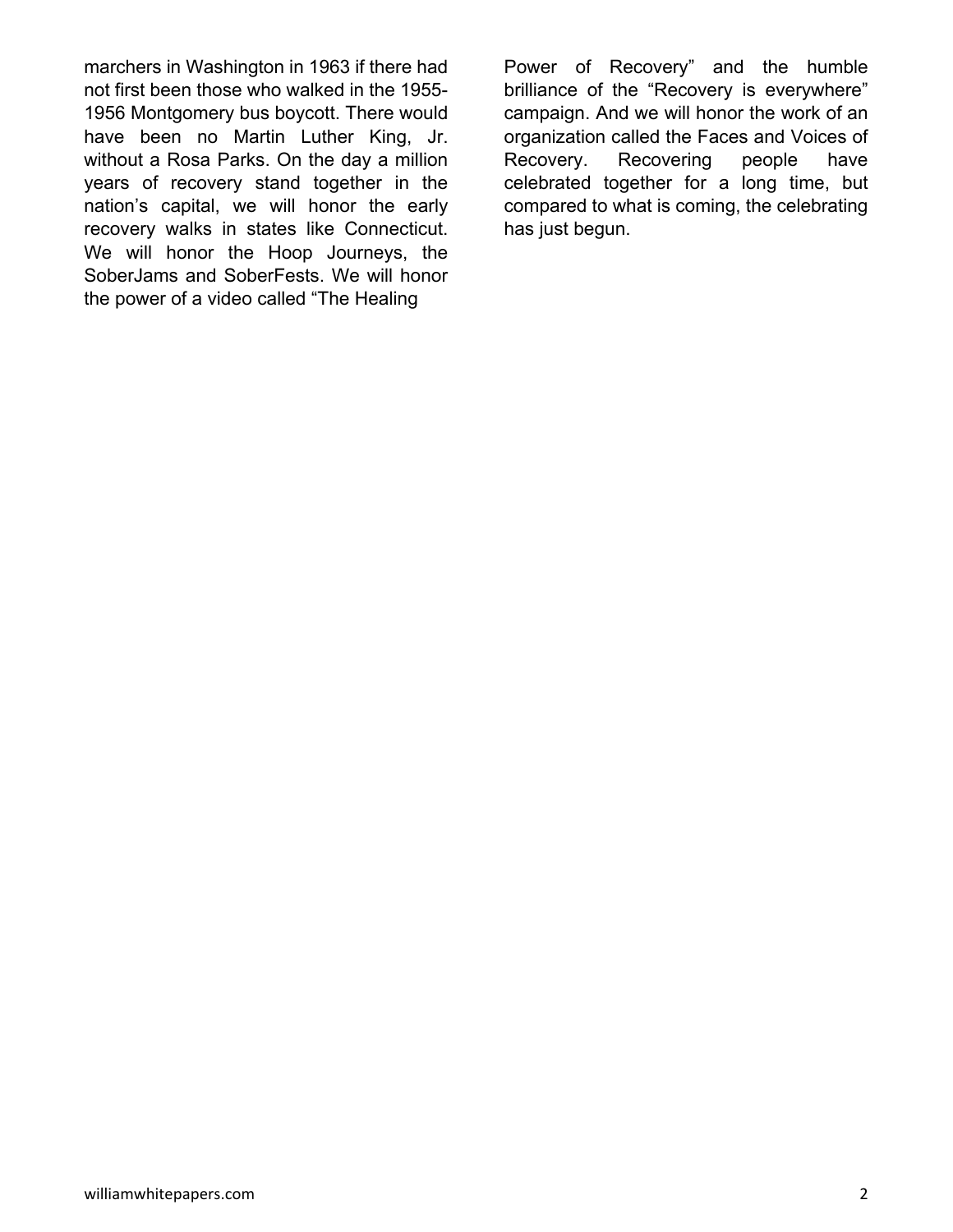marchers in Washington in 1963 if there had not first been those who walked in the 1955-1956 Montgomery bus boycott. There would have been no Martin Luther King, Jr. without a Rosa Parks. On the day a million years of recovery stand together in the nation's capital, we will honor the early recovery walks in states like Connecticut. We will honor the Hoop Journeys, the SoberJams and SoberFests. We will honor the power of a video called "The Healing Power of Recovery" and the humble brilliance of the "Recovery is everywhere" campaign. And we will honor the work of an organization called the Faces and Voices of Recovery. Recovering people have celebrated together for a long time, but compared to what is coming, the celebrating has just begun.